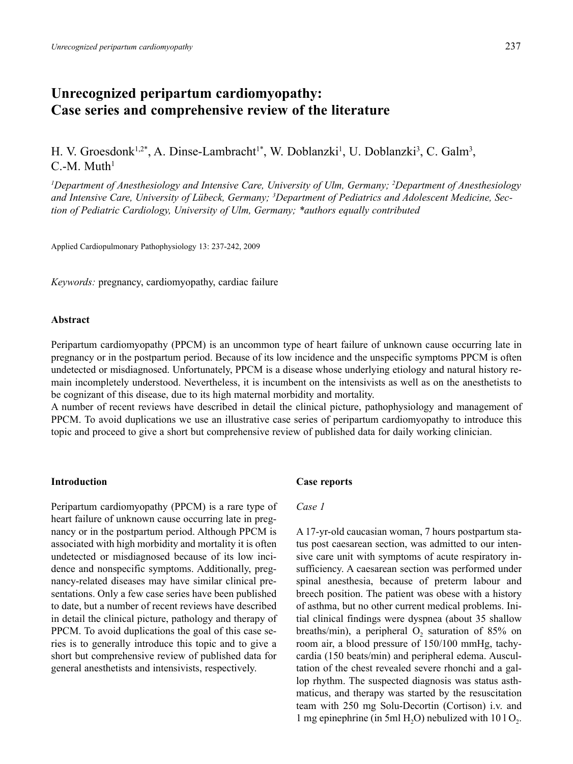# Unrecognized peripartum cardiomyopathy: Case series and comprehensive review of the literature

H. V. Groesdonk[1,2*], A. Dinse-Lambracht[1*], W. Doblanzki[1], U. Doblanzki[3], C. Galm[3], C.-M. Muth[1]

*[1]Department of Anesthesiology and Intensive Care, University of Ulm, Germany; [2]Department of Anesthesiology and Intensive Care, University of Lübeck, Germany; [3]Department of Pediatrics and Adolescent Medicine, Section of Pediatric Cardiology, University of Ulm, Germany; \*authors equally contributed*

Applied Cardiopulmonary Pathophysiology 13: 237-242, 2009

*Keywords:* pregnancy, cardiomyopathy, cardiac failure

## Abstract

Peripartum cardiomyopathy (PPCM) is an uncommon type of heart failure of unknown cause occurring late in pregnancy or in the postpartum period. Because of its low incidence and the unspecific symptoms PPCM is often undetected or misdiagnosed. Unfortunately, PPCM is a disease whose underlying etiology and natural history remain incompletely understood. Nevertheless, it is incumbent on the intensivists as well as on the anesthetists to be cognizant of this disease, due to its high maternal morbidity and mortality.

A number of recent reviews have described in detail the clinical picture, pathophysiology and management of PPCM. To avoid duplications we use an illustrative case series of peripartum cardiomyopathy to introduce this topic and proceed to give a short but comprehensive review of published data for daily working clinician.

## Introduction

Peripartum cardiomyopathy (PPCM) is a rare type of heart failure of unknown cause occurring late in pregnancy or in the postpartum period. Although PPCM is associated with high morbidity and mortality it is often undetected or misdiagnosed because of its low incidence and nonspecific symptoms. Additionally, pregnancy-related diseases may have similar clinical presentations. Only a few case series have been published to date, but a number of recent reviews have described in detail the clinical picture, pathology and therapy of PPCM. To avoid duplications the goal of this case series is to generally introduce this topic and to give a short but comprehensive review of published data for general anesthetists and intensivists, respectively.

## Case reports

### *Case 1*

A 17-yr-old caucasian woman, 7 hours postpartum status post caesarean section, was admitted to our intensive care unit with symptoms of acute respiratory insufficiency. A caesarean section was performed under spinal anesthesia, because of preterm labour and breech position. The patient was obese with a history of asthma, but no other current medical problems. Initial clinical findings were dyspnea (about 35 shallow breaths/min), a peripheral $O_2$ saturation of 85% on room air, a blood pressure of 150/100 mmHg, tachycardia (150 beats/min) and peripheral edema. Auscultation of the chest revealed severe rhonchi and a gallop rhythm. The suspected diagnosis was status asthmaticus, and therapy was started by the resuscitation team with 250 mg Solu-Decortin (Cortison) i.v. and 1 mg epinephrine (in 5ml $H_2O$) nebulized with 10 l $O_2$.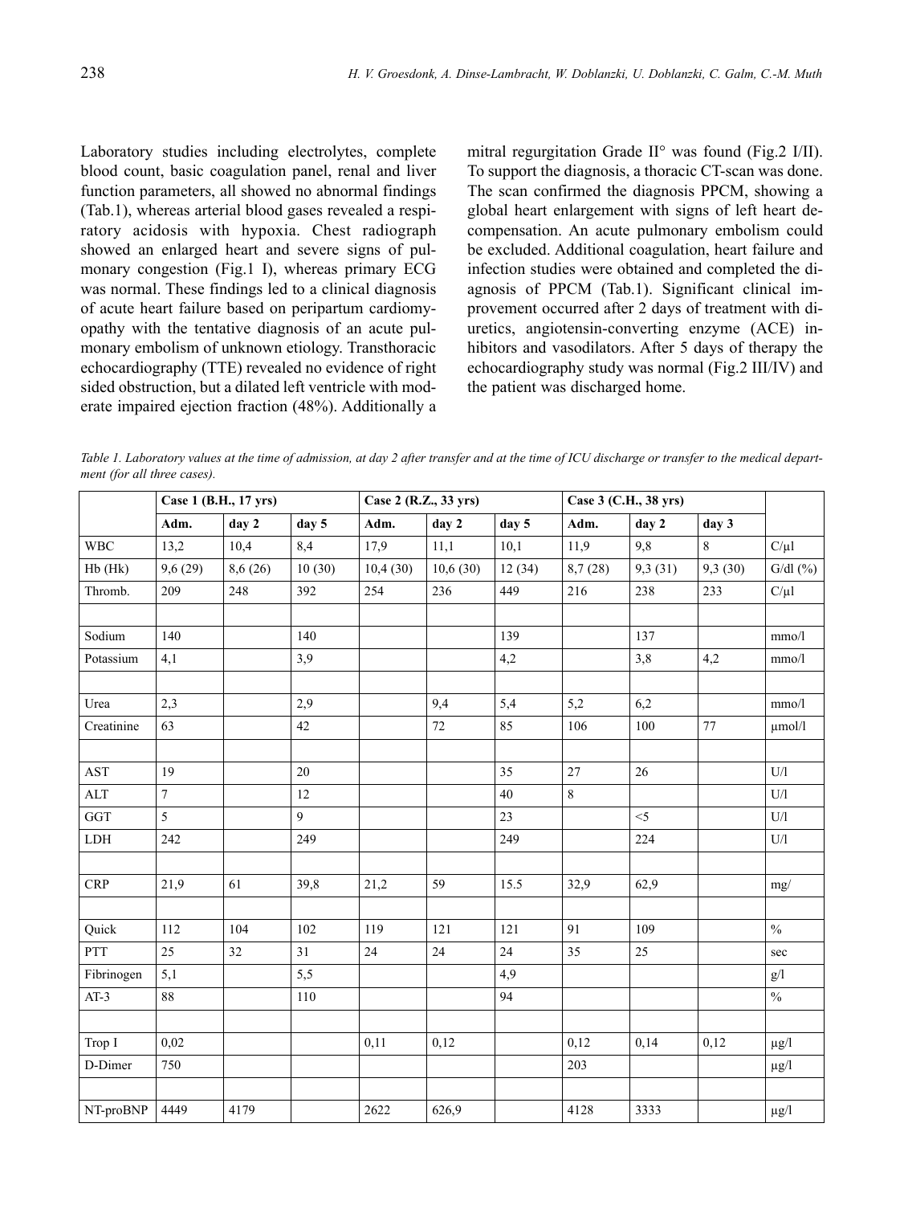Laboratory studies including electrolytes, complete blood count, basic coagulation panel, renal and liver function parameters, all showed no abnormal findings (Tab.1), whereas arterial blood gases revealed a respiratory acidosis with hypoxia. Chest radiograph showed an enlarged heart and severe signs of pulmonary congestion (Fig.1 I), whereas primary ECG was normal. These findings led to a clinical diagnosis of acute heart failure based on peripartum cardiomyopathy with the tentative diagnosis of an acute pulmonary embolism of unknown etiology. Transthoracic echocardiography (TTE) revealed no evidence of right sided obstruction, but a dilated left ventricle with moderate impaired ejection fraction (48%). Additionally a mitral regurgitation Grade II° was found (Fig.2 I/II). To support the diagnosis, a thoracic CT-scan was done. The scan confirmed the diagnosis PPCM, showing a global heart enlargement with signs of left heart decompensation. An acute pulmonary embolism could be excluded. Additional coagulation, heart failure and infection studies were obtained and completed the diagnosis of PPCM (Tab.1). Significant clinical improvement occurred after 2 days of treatment with diuretics, angiotensin-converting enzyme (ACE) inhibitors and vasodilators. After 5 days of therapy the echocardiography study was normal (Fig.2 III/IV) and the patient was discharged home.

*Table 1. Laboratory values at the time of admission, at day 2 after transfer and at the time of ICU discharge or transfer to the medical department (for all three cases).*

| | **Case 1 (B.H., 17 yrs)** | | | **Case 2 (R.Z., 33 yrs)** | | | **Case 3 (C.H., 38 yrs)** | | | |
|---|---|---|---|---|---|---|---|---|---|---|
| | **Adm.** | **day 2** | **day 5** | **Adm.** | **day 2** | **day 5** | **Adm.** | **day 2** | **day 3** | |
| WBC | 13,2 | 10,4 | 8,4 | 17,9 | 11,1 | 10,1 | 11,9 | 9,8 | 8 | C/μl |
| Hb (Hk) | 9,6 (29) | 8,6 (26) | 10 (30) | 10,4 (30) | 10,6 (30) | 12 (34) | 8,7 (28) | 9,3 (31) | 9,3 (30) | G/dl (%) |
| Thromb. | 209 | 248 | 392 | 254 | 236 | 449 | 216 | 238 | 233 | C/μl |
| | | | | | | | | | | |
| Sodium | 140 | | 140 | | | 139 | | 137 | | mmo/l |
| Potassium | 4,1 | | 3,9 | | | 4,2 | | 3,8 | 4,2 | mmo/l |
| | | | | | | | | | | |
| Urea | 2,3 | | 2,9 | | 9,4 | 5,4 | 5,2 | 6,2 | | mmo/l |
| Creatinine | 63 | | 42 | | 72 | 85 | 106 | 100 | 77 | μmol/l |
| | | | | | | | | | | |
| AST | 19 | | 20 | | | 35 | 27 | 26 | | U/l |
| ALT | 7 | | 12 | | | 40 | 8 | | | U/l |
| GGT | 5 | | 9 | | | 23 | | <5 | | U/l |
| LDH | 242 | | 249 | | | 249 | | 224 | | U/l |
| | | | | | | | | | | |
| CRP | 21,9 | 61 | 39,8 | 21,2 | 59 | 15.5 | 32,9 | 62,9 | | mg/ |
| | | | | | | | | | | |
| Quick | 112 | 104 | 102 | 119 | 121 | 121 | 91 | 109 | | % |
| PTT | 25 | 32 | 31 | 24 | 24 | 24 | 35 | 25 | | sec |
| Fibrinogen | 5,1 | | 5,5 | | | 4,9 | | | | g/l |
| AT-3 | 88 | | 110 | | | 94 | | | | % |
| | | | | | | | | | | |
| Trop I | 0,02 | | | 0,11 | 0,12 | | 0,12 | 0,14 | 0,12 | μg/l |
| D-Dimer | 750 | | | | | | 203 | | | μg/l |
| | | | | | | | | | | |
| NT-proBNP | 4449 | 4179 | | 2622 | 626,9 | | 4128 | 3333 | | μg/l |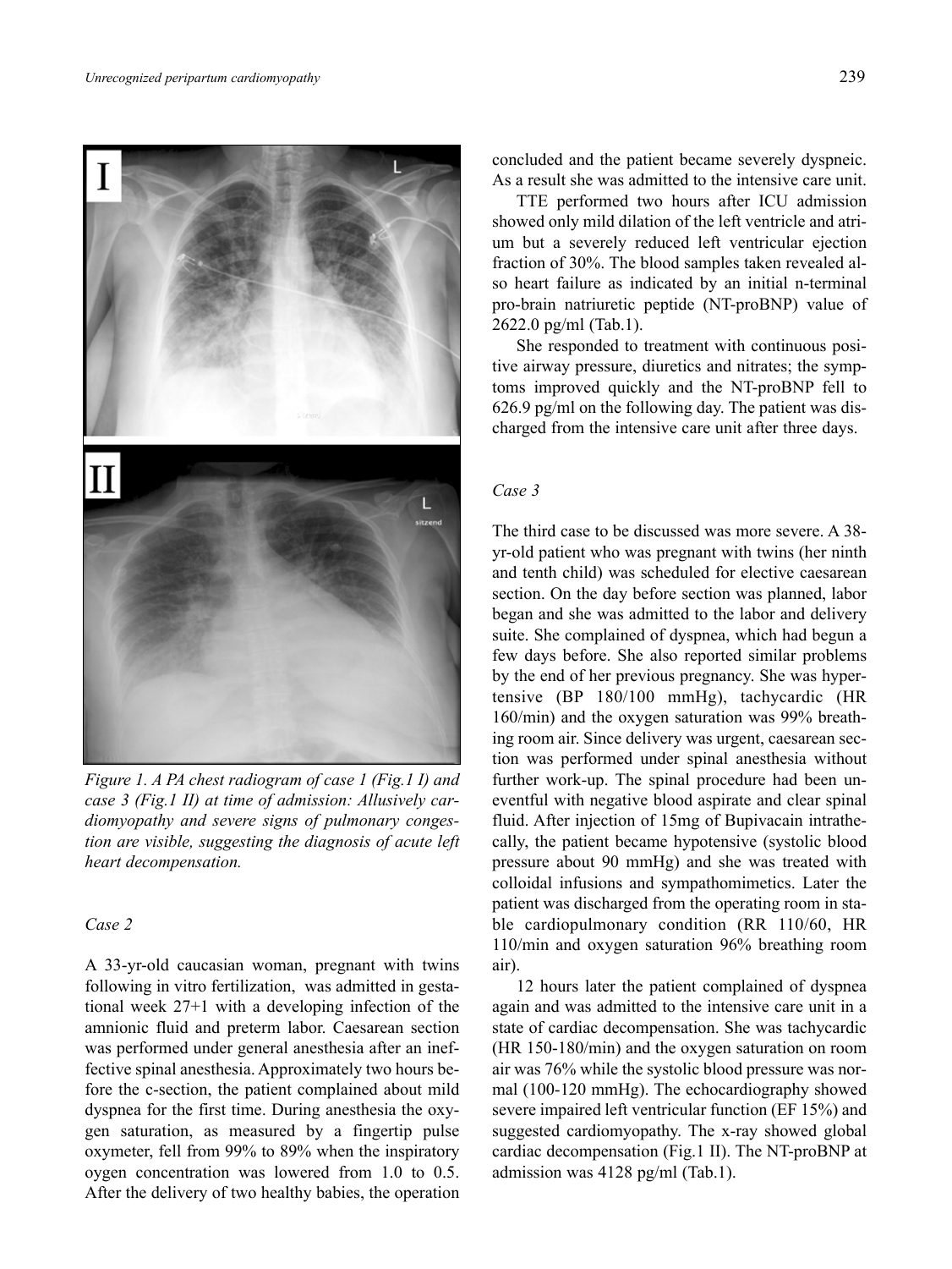*Figure 1. A PA chest radiogram of case 1 (Fig.1 I) and case 3 (Fig.1 II) at time of admission: Allusively cardiomyopathy and severe signs of pulmonary congestion are visible, suggesting the diagnosis of acute left heart decompensation.*

### *Case 2*

A 33-yr-old caucasian woman, pregnant with twins following in vitro fertilization, was admitted in gestational week 27+1 with a developing infection of the amnionic fluid and preterm labor. Caesarean section was performed under general anesthesia after an ineffective spinal anesthesia. Approximately two hours before the c-section, the patient complained about mild dyspnea for the first time. During anesthesia the oxygen saturation, as measured by a fingertip pulse oxymeter, fell from 99% to 89% when the inspiratory oxygen concentration was lowered from 1.0 to 0.5. After the delivery of two healthy babies, the operation concluded and the patient became severely dyspneic. As a result she was admitted to the intensive care unit.

TTE performed two hours after ICU admission showed only mild dilation of the left ventricle and atrium but a severely reduced left ventricular ejection fraction of 30%. The blood samples taken revealed also heart failure as indicated by an initial n-terminal pro-brain natriuretic peptide (NT-proBNP) value of 2622.0 pg/ml (Tab.1).

She responded to treatment with continuous positive airway pressure, diuretics and nitrates; the symptoms improved quickly and the NT-proBNP fell to 626.9 pg/ml on the following day. The patient was discharged from the intensive care unit after three days.

### *Case 3*

The third case to be discussed was more severe. A 38-yr-old patient who was pregnant with twins (her ninth and tenth child) was scheduled for elective caesarean section. On the day before section was planned, labor began and she was admitted to the labor and delivery suite. She complained of dyspnea, which had begun a few days before. She also reported similar problems by the end of her previous pregnancy. She was hypertensive (BP 180/100 mmHg), tachycardic (HR 160/min) and the oxygen saturation was 99% breathing room air. Since delivery was urgent, caesarean section was performed under spinal anesthesia without further work-up. The spinal procedure had been uneventful with negative blood aspirate and clear spinal fluid. After injection of 15mg of Bupivacain intrathecally, the patient became hypotensive (systolic blood pressure about 90 mmHg) and she was treated with colloidal infusions and sympathomimetics. Later the patient was discharged from the operating room in stable cardiopulmonary condition (RR 110/60, HR 110/min and oxygen saturation 96% breathing room air).

12 hours later the patient complained of dyspnea again and was admitted to the intensive care unit in a state of cardiac decompensation. She was tachycardic (HR 150-180/min) and the oxygen saturation on room air was 76% while the systolic blood pressure was normal (100-120 mmHg). The echocardiography showed severe impaired left ventricular function (EF 15%) and suggested cardiomyopathy. The x-ray showed global cardiac decompensation (Fig.1 II). The NT-proBNP at admission was 4128 pg/ml (Tab.1).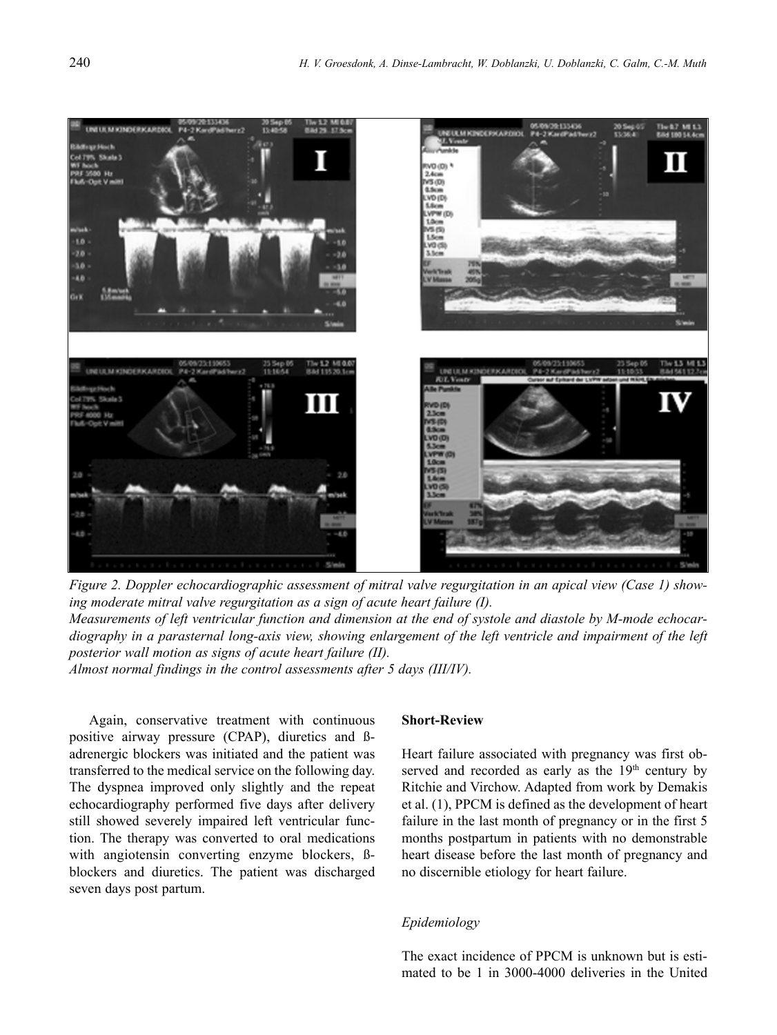*Figure 2. Doppler echocardiographic assessment of mitral valve regurgitation in an apical view (Case 1) showing moderate mitral valve regurgitation as a sign of acute heart failure (I).*
*Measurements of left ventricular function and dimension at the end of systole and diastole by M-mode echocardiography in a parasternal long-axis view, showing enlargement of the left ventricle and impairment of the left posterior wall motion as signs of acute heart failure (II).*
*Almost normal findings in the control assessments after 5 days (III/IV).*

Again, conservative treatment with continuous positive airway pressure (CPAP), diuretics and ß-adrenergic blockers was initiated and the patient was transferred to the medical service on the following day. The dyspnea improved only slightly and the repeat echocardiography performed five days after delivery still showed severely impaired left ventricular function. The therapy was converted to oral medications with angiotensin converting enzyme blockers, ß-blockers and diuretics. The patient was discharged seven days post partum.

**Short-Review**

Heart failure associated with pregnancy was first observed and recorded as early as the 19th century by Ritchie and Virchow. Adapted from work by Demakis et al. (1), PPCM is defined as the development of heart failure in the last month of pregnancy or in the first 5 months postpartum in patients with no demonstrable heart disease before the last month of pregnancy and no discernible etiology for heart failure.

*Epidemiology*

The exact incidence of PPCM is unknown but is estimated to be 1 in 3000-4000 deliveries in the United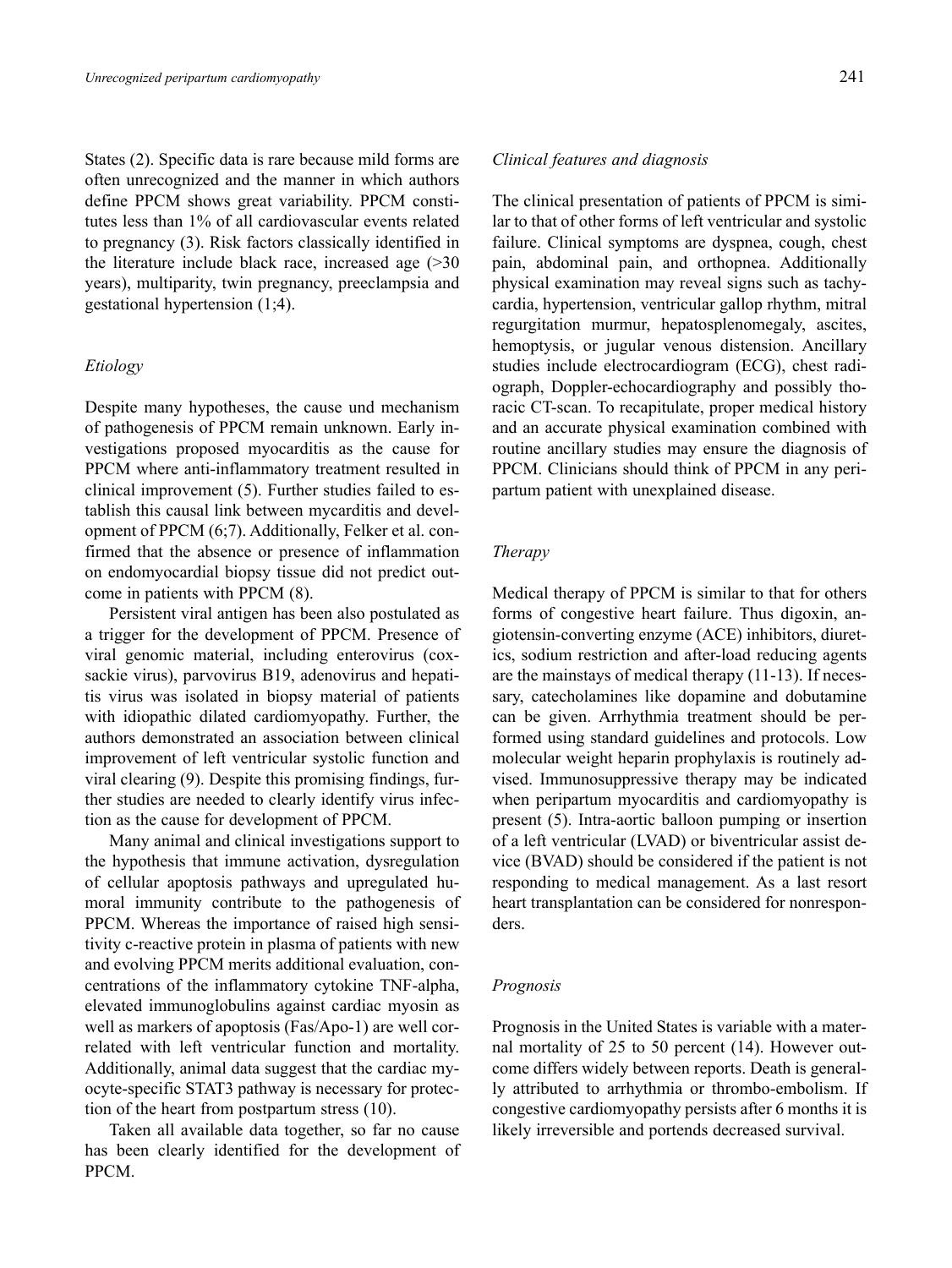States (2). Specific data is rare because mild forms are often unrecognized and the manner in which authors define PPCM shows great variability. PPCM constitutes less than 1% of all cardiovascular events related to pregnancy (3). Risk factors classically identified in the literature include black race, increased age (>30 years), multiparity, twin pregnancy, preeclampsia and gestational hypertension (1;4).

### *Etiology*

Despite many hypotheses, the cause und mechanism of pathogenesis of PPCM remain unknown. Early investigations proposed myocarditis as the cause for PPCM where anti-inflammatory treatment resulted in clinical improvement (5). Further studies failed to establish this causal link between mycarditis and development of PPCM (6;7). Additionally, Felker et al. confirmed that the absence or presence of inflammation on endomyocardial biopsy tissue did not predict outcome in patients with PPCM (8).

Persistent viral antigen has been also postulated as a trigger for the development of PPCM. Presence of viral genomic material, including enterovirus (coxsackie virus), parvovirus B19, adenovirus and hepatitis virus was isolated in biopsy material of patients with idiopathic dilated cardiomyopathy. Further, the authors demonstrated an association between clinical improvement of left ventricular systolic function and viral clearing (9). Despite this promising findings, further studies are needed to clearly identify virus infection as the cause for development of PPCM.

Many animal and clinical investigations support to the hypothesis that immune activation, dysregulation of cellular apoptosis pathways and upregulated humoral immunity contribute to the pathogenesis of PPCM. Whereas the importance of raised high sensitivity c-reactive protein in plasma of patients with new and evolving PPCM merits additional evaluation, concentrations of the inflammatory cytokine TNF-alpha, elevated immunoglobulins against cardiac myosin as well as markers of apoptosis (Fas/Apo-1) are well correlated with left ventricular function and mortality. Additionally, animal data suggest that the cardiac myocyte-specific STAT3 pathway is necessary for protection of the heart from postpartum stress (10).

Taken all available data together, so far no cause has been clearly identified for the development of PPCM.

### *Clinical features and diagnosis*

The clinical presentation of patients of PPCM is similar to that of other forms of left ventricular and systolic failure. Clinical symptoms are dyspnea, cough, chest pain, abdominal pain, and orthopnea. Additionally physical examination may reveal signs such as tachycardia, hypertension, ventricular gallop rhythm, mitral regurgitation murmur, hepatosplenomegaly, ascites, hemoptysis, or jugular venous distension. Ancillary studies include electrocardiogram (ECG), chest radiograph, Doppler-echocardiography and possibly thoracic CT-scan. To recapitulate, proper medical history and an accurate physical examination combined with routine ancillary studies may ensure the diagnosis of PPCM. Clinicians should think of PPCM in any peripartum patient with unexplained disease.

### *Therapy*

Medical therapy of PPCM is similar to that for others forms of congestive heart failure. Thus digoxin, angiotensin-converting enzyme (ACE) inhibitors, diuretics, sodium restriction and after-load reducing agents are the mainstays of medical therapy (11-13). If necessary, catecholamines like dopamine and dobutamine can be given. Arrhythmia treatment should be performed using standard guidelines and protocols. Low molecular weight heparin prophylaxis is routinely advised. Immunosuppressive therapy may be indicated when peripartum myocarditis and cardiomyopathy is present (5). Intra-aortic balloon pumping or insertion of a left ventricular (LVAD) or biventricular assist device (BVAD) should be considered if the patient is not responding to medical management. As a last resort heart transplantation can be considered for nonresponders.

### *Prognosis*

Prognosis in the United States is variable with a maternal mortality of 25 to 50 percent (14). However outcome differs widely between reports. Death is generally attributed to arrhythmia or thrombo-embolism. If congestive cardiomyopathy persists after 6 months it is likely irreversible and portends decreased survival.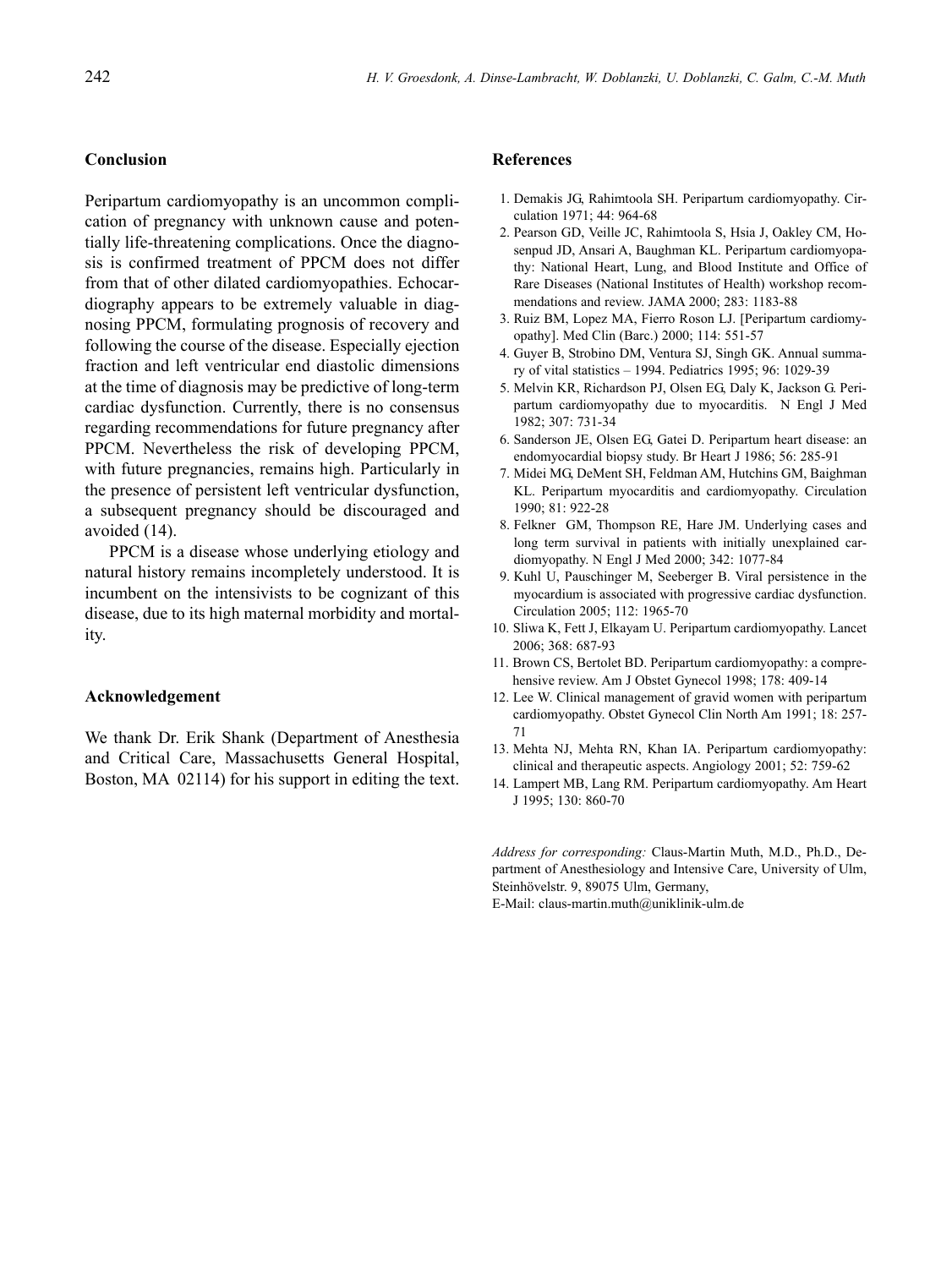## Conclusion

Peripartum cardiomyopathy is an uncommon complication of pregnancy with unknown cause and potentially life-threatening complications. Once the diagnosis is confirmed treatment of PPCM does not differ from that of other dilated cardiomyopathies. Echocardiography appears to be extremely valuable in diagnosing PPCM, formulating prognosis of recovery and following the course of the disease. Especially ejection fraction and left ventricular end diastolic dimensions at the time of diagnosis may be predictive of long-term cardiac dysfunction. Currently, there is no consensus regarding recommendations for future pregnancy after PPCM. Nevertheless the risk of developing PPCM, with future pregnancies, remains high. Particularly in the presence of persistent left ventricular dysfunction, a subsequent pregnancy should be discouraged and avoided (14).

PPCM is a disease whose underlying etiology and natural history remains incompletely understood. It is incumbent on the intensivists to be cognizant of this disease, due to its high maternal morbidity and mortality.

## Acknowledgement

We thank Dr. Erik Shank (Department of Anesthesia and Critical Care, Massachusetts General Hospital, Boston, MA 02114) for his support in editing the text.

## References

1. Demakis JG, Rahimtoola SH. Peripartum cardiomyopathy. Circulation 1971; 44: 964-68
2. Pearson GD, Veille JC, Rahimtoola S, Hsia J, Oakley CM, Hosenpud JD, Ansari A, Baughman KL. Peripartum cardiomyopathy: National Heart, Lung, and Blood Institute and Office of Rare Diseases (National Institutes of Health) workshop recommendations and review. JAMA 2000; 283: 1183-88
3. Ruiz BM, Lopez MA, Fierro Roson LJ. [Peripartum cardiomyopathy]. Med Clin (Barc.) 2000; 114: 551-57
4. Guyer B, Strobino DM, Ventura SJ, Singh GK. Annual summary of vital statistics – 1994. Pediatrics 1995; 96: 1029-39
5. Melvin KR, Richardson PJ, Olsen EG, Daly K, Jackson G. Peripartum cardiomyopathy due to myocarditis. N Engl J Med 1982; 307: 731-34
6. Sanderson JE, Olsen EG, Gatei D. Peripartum heart disease: an endomyocardial biopsy study. Br Heart J 1986; 56: 285-91
7. Midei MG, DeMent SH, Feldman AM, Hutchins GM, Baighman KL. Peripartum myocarditis and cardiomyopathy. Circulation 1990; 81: 922-28
8. Felkner GM, Thompson RE, Hare JM. Underlying cases and long term survival in patients with initially unexplained cardiomyopathy. N Engl J Med 2000; 342: 1077-84
9. Kuhl U, Pauschinger M, Seeberger B. Viral persistence in the myocardium is associated with progressive cardiac dysfunction. Circulation 2005; 112: 1965-70
10. Sliwa K, Fett J, Elkayam U. Peripartum cardiomyopathy. Lancet 2006; 368: 687-93
11. Brown CS, Bertolet BD. Peripartum cardiomyopathy: a comprehensive review. Am J Obstet Gynecol 1998; 178: 409-14
12. Lee W. Clinical management of gravid women with peripartum cardiomyopathy. Obstet Gynecol Clin North Am 1991; 18: 257-71
13. Mehta NJ, Mehta RN, Khan IA. Peripartum cardiomyopathy: clinical and therapeutic aspects. Angiology 2001; 52: 759-62
14. Lampert MB, Lang RM. Peripartum cardiomyopathy. Am Heart J 1995; 130: 860-70

*Address for corresponding:* Claus-Martin Muth, M.D., Ph.D., Department of Anesthesiology and Intensive Care, University of Ulm, Steinhövelstr. 9, 89075 Ulm, Germany,
E-Mail: claus-martin.muth@uniklinik-ulm.de